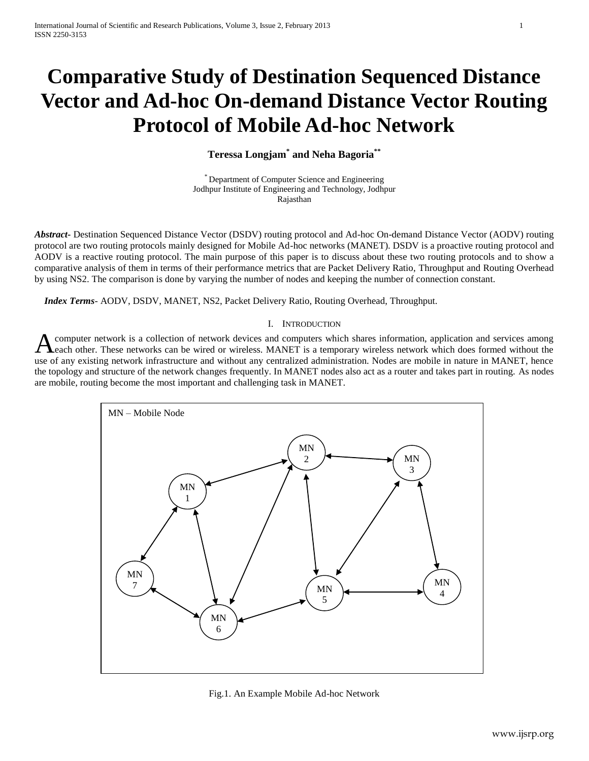# Comparative Study of Destination Sequenced Distance Vector and Ad-hoc On-demand Distance Vector Routing Protocol of Mobile Ad-hoc Network

**Teressa Longjam[*] and Neha Bagoria[**]**

[*] Department of Computer Science and Engineering
Jodhpur Institute of Engineering and Technology, Jodhpur
Rajasthan

***Abstract-*** Destination Sequenced Distance Vector (DSDV) routing protocol and Ad-hoc On-demand Distance Vector (AODV) routing protocol are two routing protocols mainly designed for Mobile Ad-hoc networks (MANET). DSDV is a proactive routing protocol and AODV is a reactive routing protocol. The main purpose of this paper is to discuss about these two routing protocols and to show a comparative analysis of them in terms of their performance metrics that are Packet Delivery Ratio, Throughput and Routing Overhead by using NS2. The comparison is done by varying the number of nodes and keeping the number of connection constant.

***Index Terms*-** AODV, DSDV, MANET, NS2, Packet Delivery Ratio, Routing Overhead, Throughput.

## I. Introduction

A computer network is a collection of network devices and computers which shares information, application and services among each other. These networks can be wired or wireless. MANET is a temporary wireless network which does formed without the use of any existing network infrastructure and without any centralized administration. Nodes are mobile in nature in MANET, hence the topology and structure of the network changes frequently. In MANET nodes also act as a router and takes part in routing. As nodes are mobile, routing become the most important and challenging task in MANET.

MN – Mobile Node

Fig.1. An Example Mobile Ad-hoc Network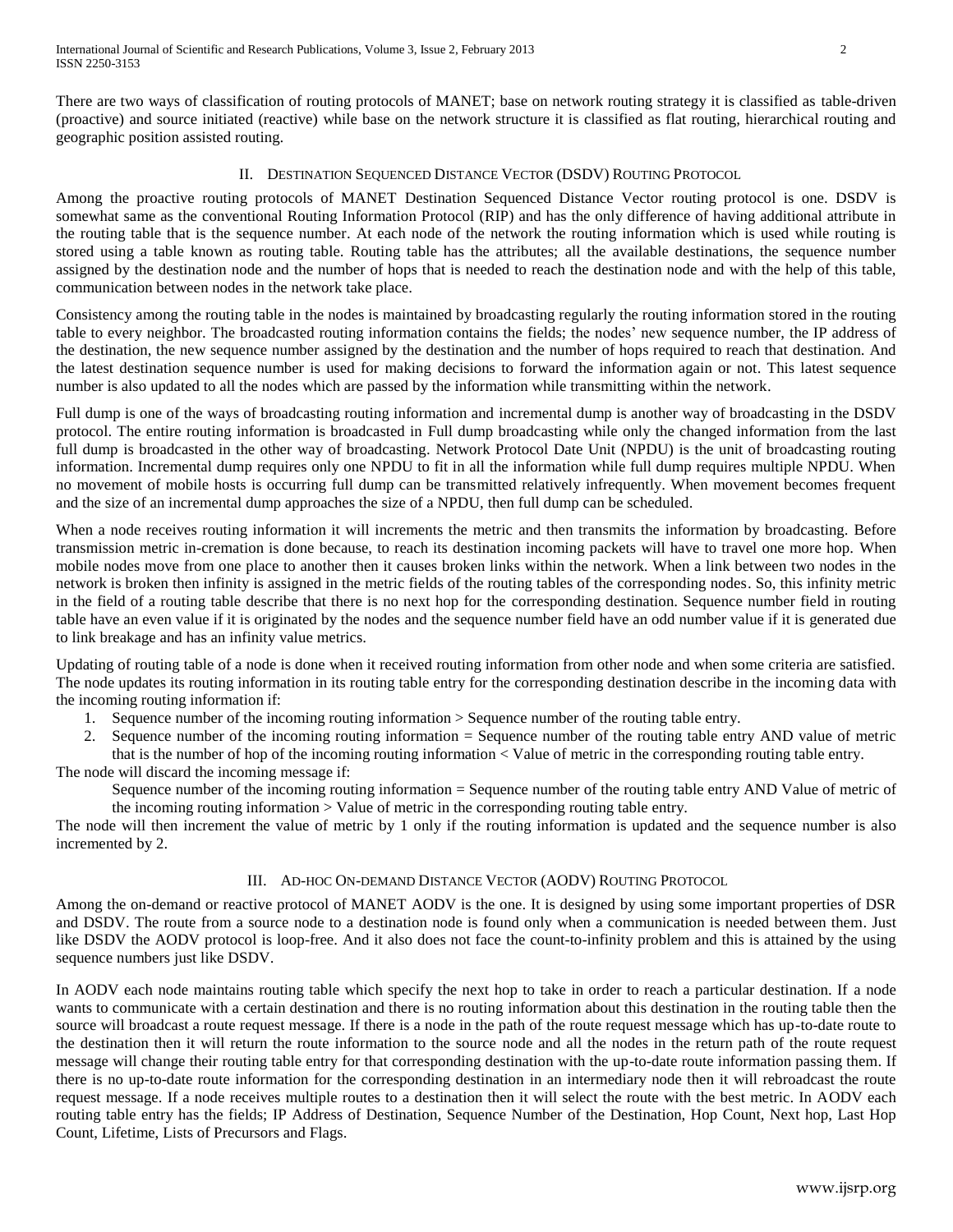There are two ways of classification of routing protocols of MANET; base on network routing strategy it is classified as table-driven (proactive) and source initiated (reactive) while base on the network structure it is classified as flat routing, hierarchical routing and geographic position assisted routing.

## II. Destination Sequenced Distance Vector (DSDV) Routing Protocol

Among the proactive routing protocols of MANET Destination Sequenced Distance Vector routing protocol is one. DSDV is somewhat same as the conventional Routing Information Protocol (RIP) and has the only difference of having additional attribute in the routing table that is the sequence number. At each node of the network the routing information which is used while routing is stored using a table known as routing table. Routing table has the attributes; all the available destinations, the sequence number assigned by the destination node and the number of hops that is needed to reach the destination node and with the help of this table, communication between nodes in the network take place.

Consistency among the routing table in the nodes is maintained by broadcasting regularly the routing information stored in the routing table to every neighbor. The broadcasted routing information contains the fields; the nodes' new sequence number, the IP address of the destination, the new sequence number assigned by the destination and the number of hops required to reach that destination. And the latest destination sequence number is used for making decisions to forward the information again or not. This latest sequence number is also updated to all the nodes which are passed by the information while transmitting within the network.

Full dump is one of the ways of broadcasting routing information and incremental dump is another way of broadcasting in the DSDV protocol. The entire routing information is broadcasted in Full dump broadcasting while only the changed information from the last full dump is broadcasted in the other way of broadcasting. Network Protocol Date Unit (NPDU) is the unit of broadcasting routing information. Incremental dump requires only one NPDU to fit in all the information while full dump requires multiple NPDU. When no movement of mobile hosts is occurring full dump can be transmitted relatively infrequently. When movement becomes frequent and the size of an incremental dump approaches the size of a NPDU, then full dump can be scheduled.

When a node receives routing information it will increments the metric and then transmits the information by broadcasting. Before transmission metric in-cremation is done because, to reach its destination incoming packets will have to travel one more hop. When mobile nodes move from one place to another then it causes broken links within the network. When a link between two nodes in the network is broken then infinity is assigned in the metric fields of the routing tables of the corresponding nodes. So, this infinity metric in the field of a routing table describe that there is no next hop for the corresponding destination. Sequence number field in routing table have an even value if it is originated by the nodes and the sequence number field have an odd number value if it is generated due to link breakage and has an infinity value metrics.

Updating of routing table of a node is done when it received routing information from other node and when some criteria are satisfied. The node updates its routing information in its routing table entry for the corresponding destination describe in the incoming data with the incoming routing information if:

1. Sequence number of the incoming routing information > Sequence number of the routing table entry.
2. Sequence number of the incoming routing information = Sequence number of the routing table entry AND value of metric that is the number of hop of the incoming routing information < Value of metric in the corresponding routing table entry.

The node will discard the incoming message if:

Sequence number of the incoming routing information = Sequence number of the routing table entry AND Value of metric of the incoming routing information > Value of metric in the corresponding routing table entry.

The node will then increment the value of metric by 1 only if the routing information is updated and the sequence number is also incremented by 2.

## III. Ad-hoc On-demand Distance Vector (AODV) Routing Protocol

Among the on-demand or reactive protocol of MANET AODV is the one. It is designed by using some important properties of DSR and DSDV. The route from a source node to a destination node is found only when a communication is needed between them. Just like DSDV the AODV protocol is loop-free. And it also does not face the count-to-infinity problem and this is attained by the using sequence numbers just like DSDV.

In AODV each node maintains routing table which specify the next hop to take in order to reach a particular destination. If a node wants to communicate with a certain destination and there is no routing information about this destination in the routing table then the source will broadcast a route request message. If there is a node in the path of the route request message which has up-to-date route to the destination then it will return the route information to the source node and all the nodes in the return path of the route request message will change their routing table entry for that corresponding destination with the up-to-date route information passing them. If there is no up-to-date route information for the corresponding destination in an intermediary node then it will rebroadcast the route request message. If a node receives multiple routes to a destination then it will select the route with the best metric. In AODV each routing table entry has the fields; IP Address of Destination, Sequence Number of the Destination, Hop Count, Next hop, Last Hop Count, Lifetime, Lists of Precursors and Flags.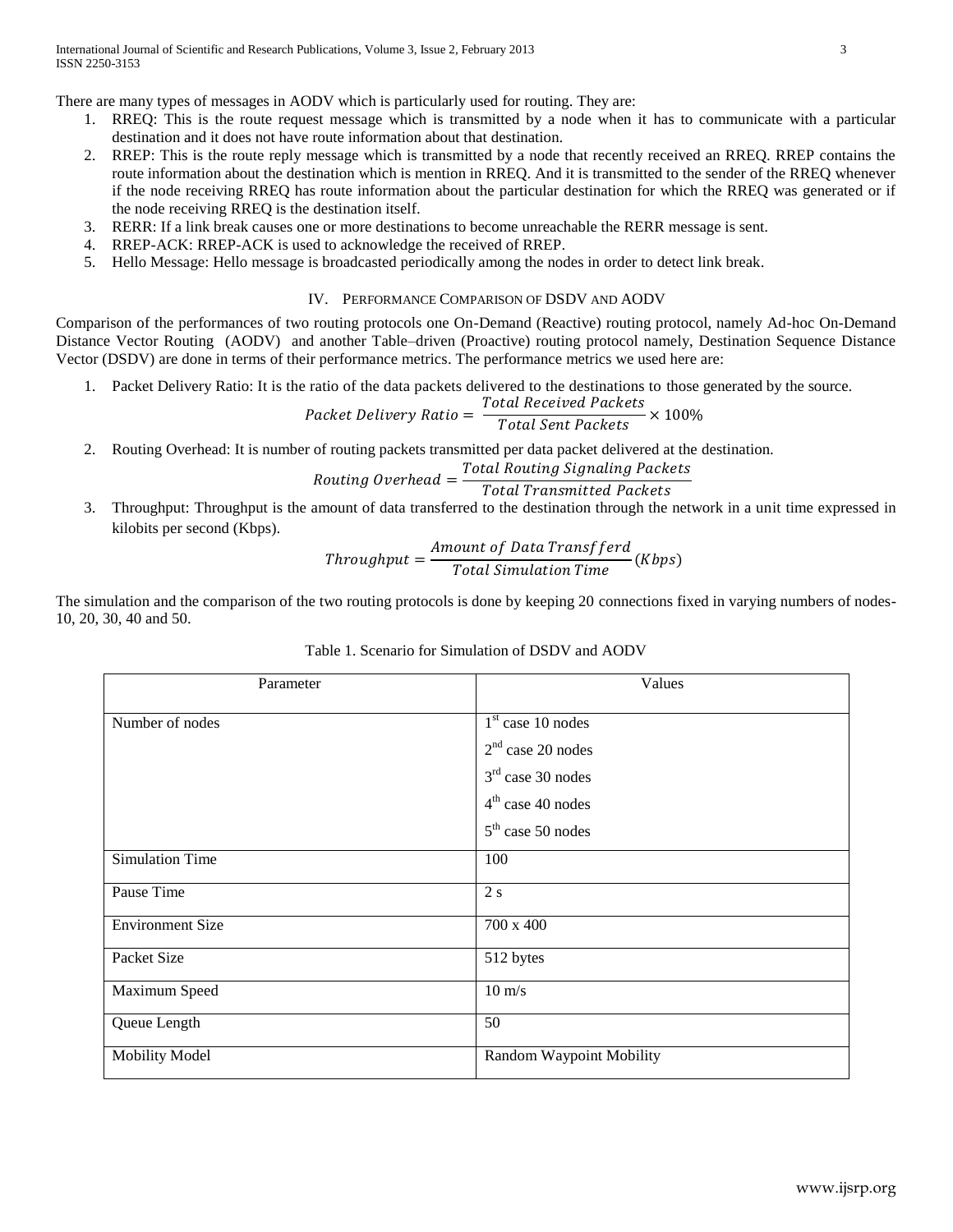There are many types of messages in AODV which is particularly used for routing. They are:

1. RREQ: This is the route request message which is transmitted by a node when it has to communicate with a particular destination and it does not have route information about that destination.
2. RREP: This is the route reply message which is transmitted by a node that recently received an RREQ. RREP contains the route information about the destination which is mention in RREQ. And it is transmitted to the sender of the RREQ whenever if the node receiving RREQ has route information about the particular destination for which the RREQ was generated or if the node receiving RREQ is the destination itself.
3. RERR: If a link break causes one or more destinations to become unreachable the RERR message is sent.
4. RREP-ACK: RREP-ACK is used to acknowledge the received of RREP.
5. Hello Message: Hello message is broadcasted periodically among the nodes in order to detect link break.

## IV. Performance Comparison of DSDV and AODV

Comparison of the performances of two routing protocols one On-Demand (Reactive) routing protocol, namely Ad-hoc On-Demand Distance Vector Routing (AODV) and another Table–driven (Proactive) routing protocol namely, Destination Sequence Distance Vector (DSDV) are done in terms of their performance metrics. The performance metrics we used here are:

1. Packet Delivery Ratio: It is the ratio of the data packets delivered to the destinations to those generated by the source.

$$Packet\ Delivery\ Ratio = \frac{Total\ Received\ Packets}{Total\ Sent\ Packets} \times 100\%$$

2. Routing Overhead: It is number of routing packets transmitted per data packet delivered at the destination.

$$Routing\ Overhead = \frac{Total\ Routing\ Signaling\ Packets}{Total\ Transmitted\ Packets}$$

3. Throughput: Throughput is the amount of data transferred to the destination through the network in a unit time expressed in kilobits per second (Kbps).

$$Throughput = \frac{Amount\ of\ Data\ Transfferd}{Total\ Simulation\ Time}(Kbps)$$

The simulation and the comparison of the two routing protocols is done by keeping 20 connections fixed in varying numbers of nodes-10, 20, 30, 40 and 50.

Table 1. Scenario for Simulation of DSDV and AODV

| Parameter | Values |
|---|---|
| Number of nodes | 1st case 10 nodes<br>2nd case 20 nodes<br>3rd case 30 nodes<br>4th case 40 nodes<br>5th case 50 nodes |
| Simulation Time | 100 |
| Pause Time | 2 s |
| Environment Size | 700 x 400 |
| Packet Size | 512 bytes |
| Maximum Speed | 10 m/s |
| Queue Length | 50 |
| Mobility Model | Random Waypoint Mobility |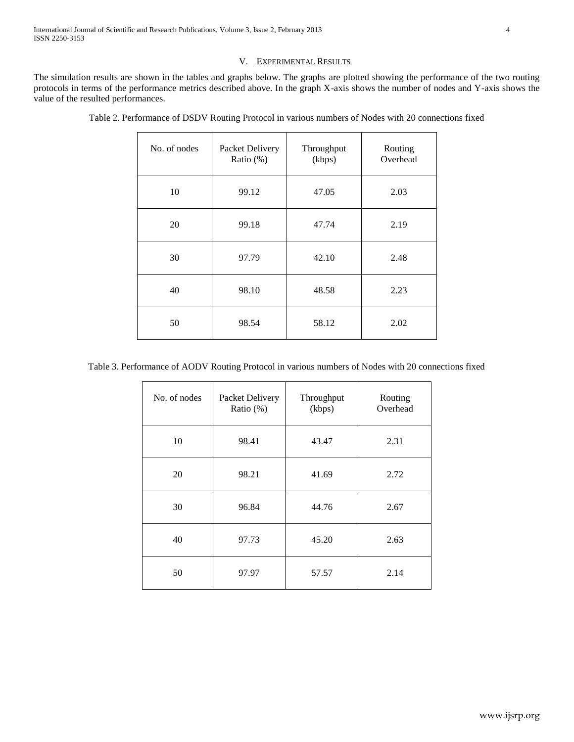## V. Experimental Results

The simulation results are shown in the tables and graphs below. The graphs are plotted showing the performance of the two routing protocols in terms of the performance metrics described above. In the graph X-axis shows the number of nodes and Y-axis shows the value of the resulted performances.

Table 2. Performance of DSDV Routing Protocol in various numbers of Nodes with 20 connections fixed

| No. of nodes | Packet Delivery Ratio (%) | Throughput (kbps) | Routing Overhead |
|---|---|---|---|
| 10 | 99.12 | 47.05 | 2.03 |
| 20 | 99.18 | 47.74 | 2.19 |
| 30 | 97.79 | 42.10 | 2.48 |
| 40 | 98.10 | 48.58 | 2.23 |
| 50 | 98.54 | 58.12 | 2.02 |

Table 3. Performance of AODV Routing Protocol in various numbers of Nodes with 20 connections fixed

| No. of nodes | Packet Delivery Ratio (%) | Throughput (kbps) | Routing Overhead |
|---|---|---|---|
| 10 | 98.41 | 43.47 | 2.31 |
| 20 | 98.21 | 41.69 | 2.72 |
| 30 | 96.84 | 44.76 | 2.67 |
| 40 | 97.73 | 45.20 | 2.63 |
| 50 | 97.97 | 57.57 | 2.14 |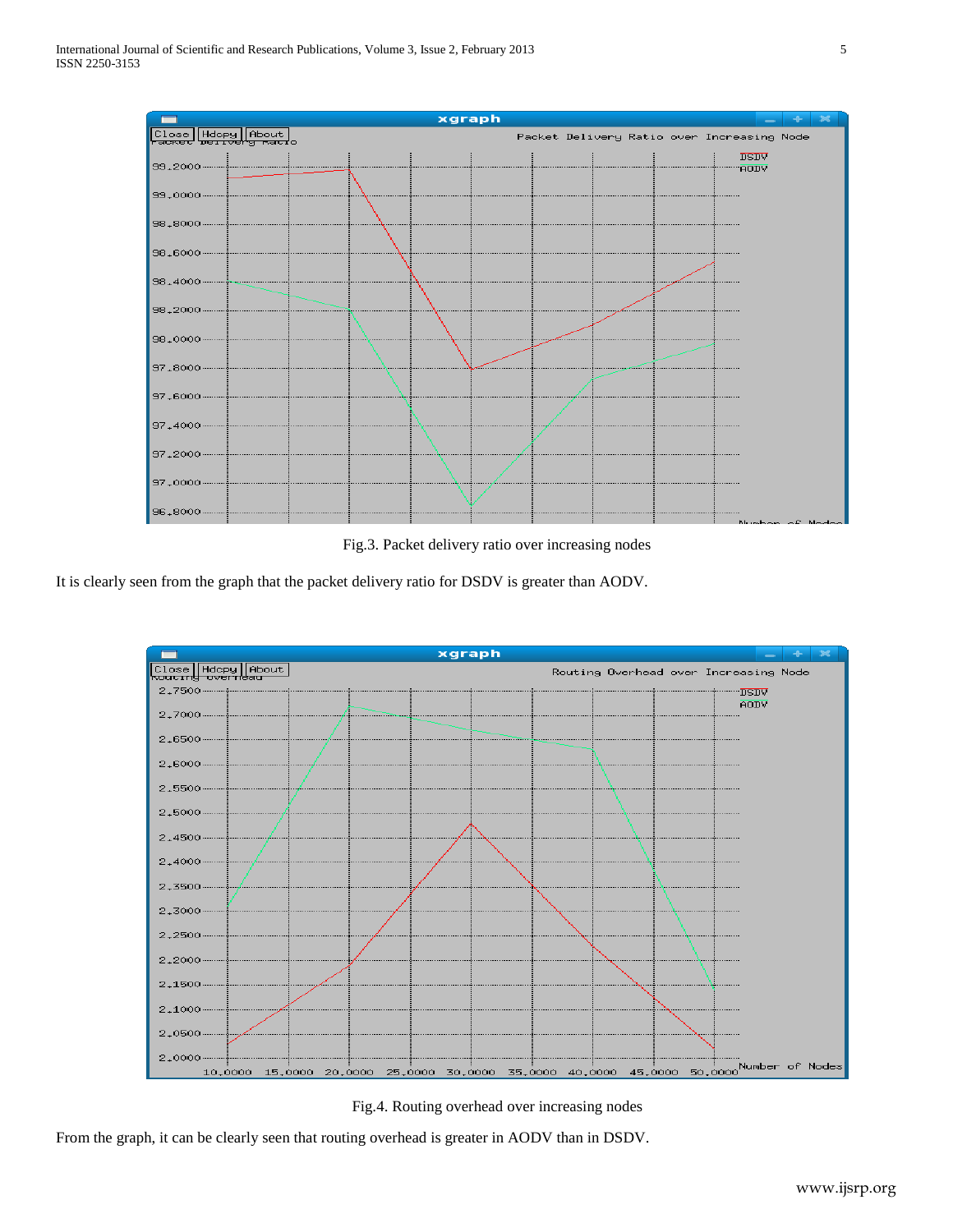Fig.3. Packet delivery ratio over increasing nodes

It is clearly seen from the graph that the packet delivery ratio for DSDV is greater than AODV.

Fig.4. Routing overhead over increasing nodes

From the graph, it can be clearly seen that routing overhead is greater in AODV than in DSDV.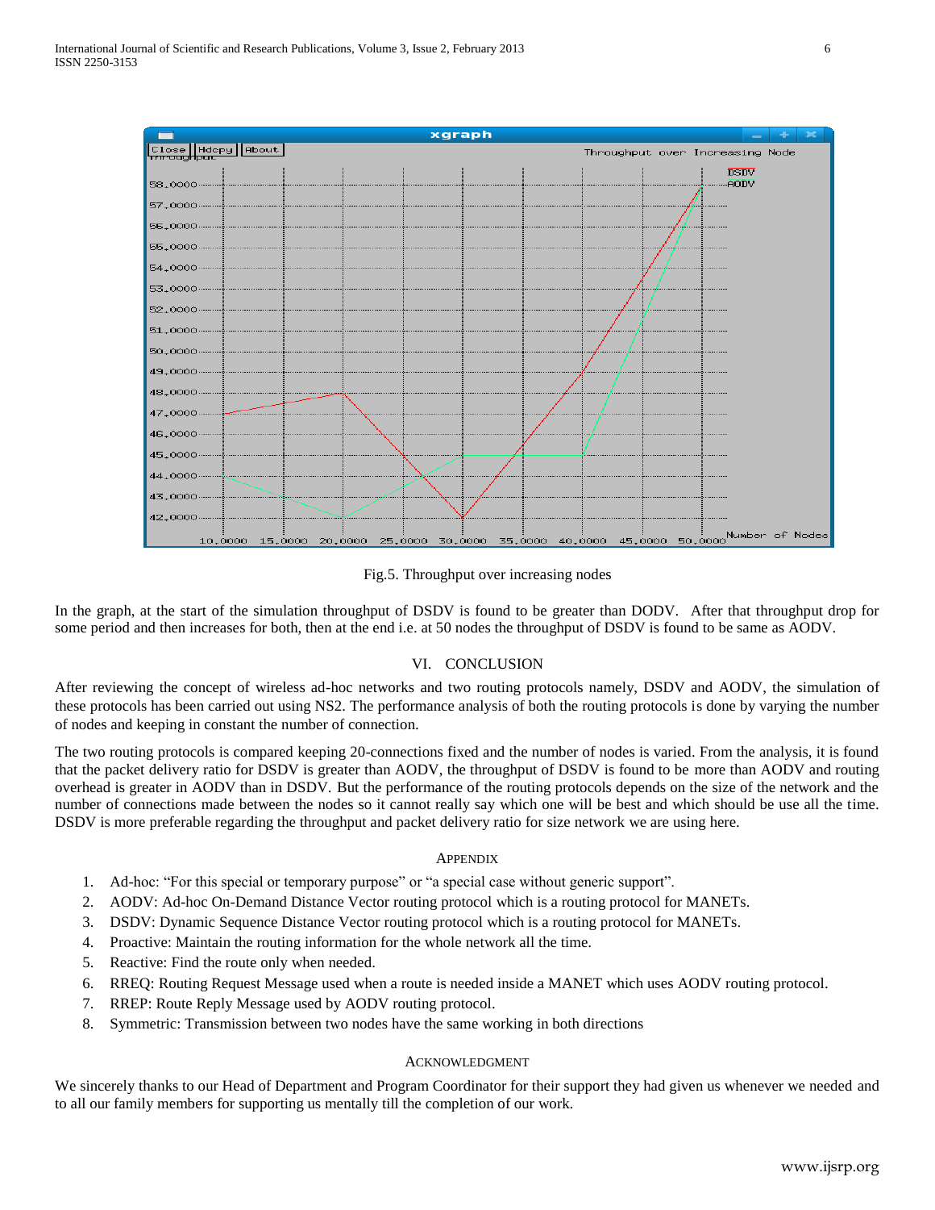Fig.5. Throughput over increasing nodes

In the graph, at the start of the simulation throughput of DSDV is found to be greater than DODV. After that throughput drop for some period and then increases for both, then at the end i.e. at 50 nodes the throughput of DSDV is found to be same as AODV.

## VI. Conclusion

After reviewing the concept of wireless ad-hoc networks and two routing protocols namely, DSDV and AODV, the simulation of these protocols has been carried out using NS2. The performance analysis of both the routing protocols is done by varying the number of nodes and keeping in constant the number of connection.

The two routing protocols is compared keeping 20-connections fixed and the number of nodes is varied. From the analysis, it is found that the packet delivery ratio for DSDV is greater than AODV, the throughput of DSDV is found to be more than AODV and routing overhead is greater in AODV than in DSDV. But the performance of the routing protocols depends on the size of the network and the number of connections made between the nodes so it cannot really say which one will be best and which should be use all the time. DSDV is more preferable regarding the throughput and packet delivery ratio for size network we are using here.

## Appendix

1. Ad-hoc: "For this special or temporary purpose" or "a special case without generic support".
2. AODV: Ad-hoc On-Demand Distance Vector routing protocol which is a routing protocol for MANETs.
3. DSDV: Dynamic Sequence Distance Vector routing protocol which is a routing protocol for MANETs.
4. Proactive: Maintain the routing information for the whole network all the time.
5. Reactive: Find the route only when needed.
6. RREQ: Routing Request Message used when a route is needed inside a MANET which uses AODV routing protocol.
7. RREP: Route Reply Message used by AODV routing protocol.
8. Symmetric: Transmission between two nodes have the same working in both directions

## Acknowledgment

We sincerely thanks to our Head of Department and Program Coordinator for their support they had given us whenever we needed and to all our family members for supporting us mentally till the completion of our work.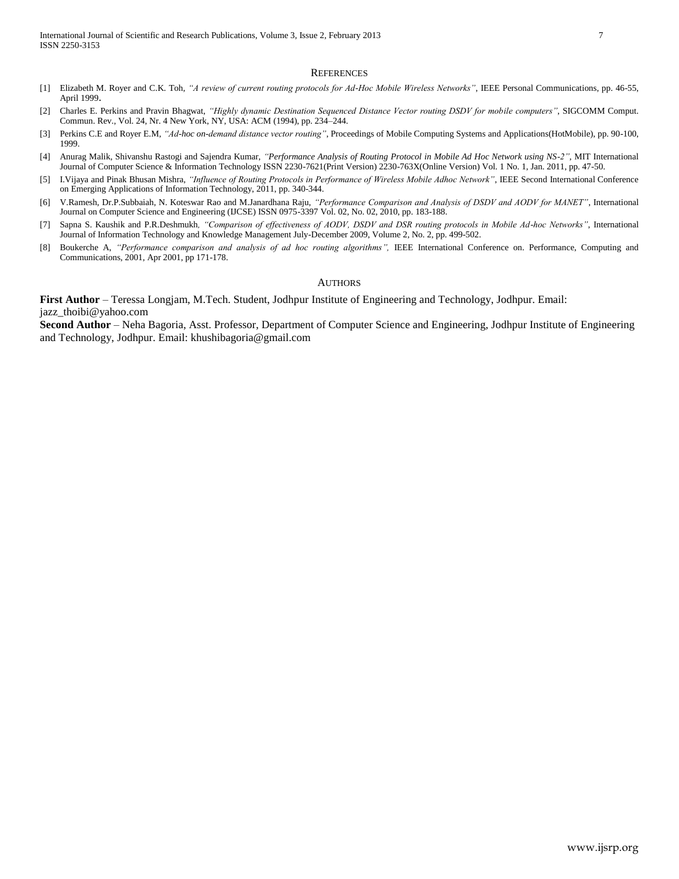## REFERENCES

[1] Elizabeth M. Royer and C.K. Toh, *"A review of current routing protocols for Ad-Hoc Mobile Wireless Networks"*, IEEE Personal Communications, pp. 46-55, April 1999.

[2] Charles E. Perkins and Pravin Bhagwat, *"Highly dynamic Destination Sequenced Distance Vector routing DSDV for mobile computers"*, SIGCOMM Comput. Commun. Rev., Vol. 24, Nr. 4 New York, NY, USA: ACM (1994), pp. 234–244.

[3] Perkins C.E and Royer E.M, *"Ad-hoc on-demand distance vector routing"*, Proceedings of Mobile Computing Systems and Applications(HotMobile), pp. 90-100, 1999.

[4] Anurag Malik, Shivanshu Rastogi and Sajendra Kumar, *"Performance Analysis of Routing Protocol in Mobile Ad Hoc Network using NS-2"*, MIT International Journal of Computer Science & Information Technology ISSN 2230-7621(Print Version) 2230-763X(Online Version) Vol. 1 No. 1, Jan. 2011, pp. 47-50.

[5] I.Vijaya and Pinak Bhusan Mishra, *"Influence of Routing Protocols in Performance of Wireless Mobile Adhoc Network"*, IEEE Second International Conference on Emerging Applications of Information Technology, 2011, pp. 340-344.

[6] V.Ramesh, Dr.P.Subbaiah, N. Koteswar Rao and M.Janardhana Raju, *"Performance Comparison and Analysis of DSDV and AODV for MANET"*, International Journal on Computer Science and Engineering (IJCSE) ISSN 0975-3397 Vol. 02, No. 02, 2010, pp. 183-188.

[7] Sapna S. Kaushik and P.R.Deshmukh, *"Comparison of effectiveness of AODV, DSDV and DSR routing protocols in Mobile Ad-hoc Networks"*, International Journal of Information Technology and Knowledge Management July-December 2009, Volume 2, No. 2, pp. 499-502.

[8] Boukerche A, *"Performance comparison and analysis of ad hoc routing algorithms"*, IEEE International Conference on. Performance, Computing and Communications, 2001, Apr 2001, pp 171-178.

## AUTHORS

**First Author** – Teressa Longjam, M.Tech. Student, Jodhpur Institute of Engineering and Technology, Jodhpur. Email: jazz_thoibi@yahoo.com

**Second Author** – Neha Bagoria, Asst. Professor, Department of Computer Science and Engineering, Jodhpur Institute of Engineering and Technology, Jodhpur. Email: khushibagoria@gmail.com